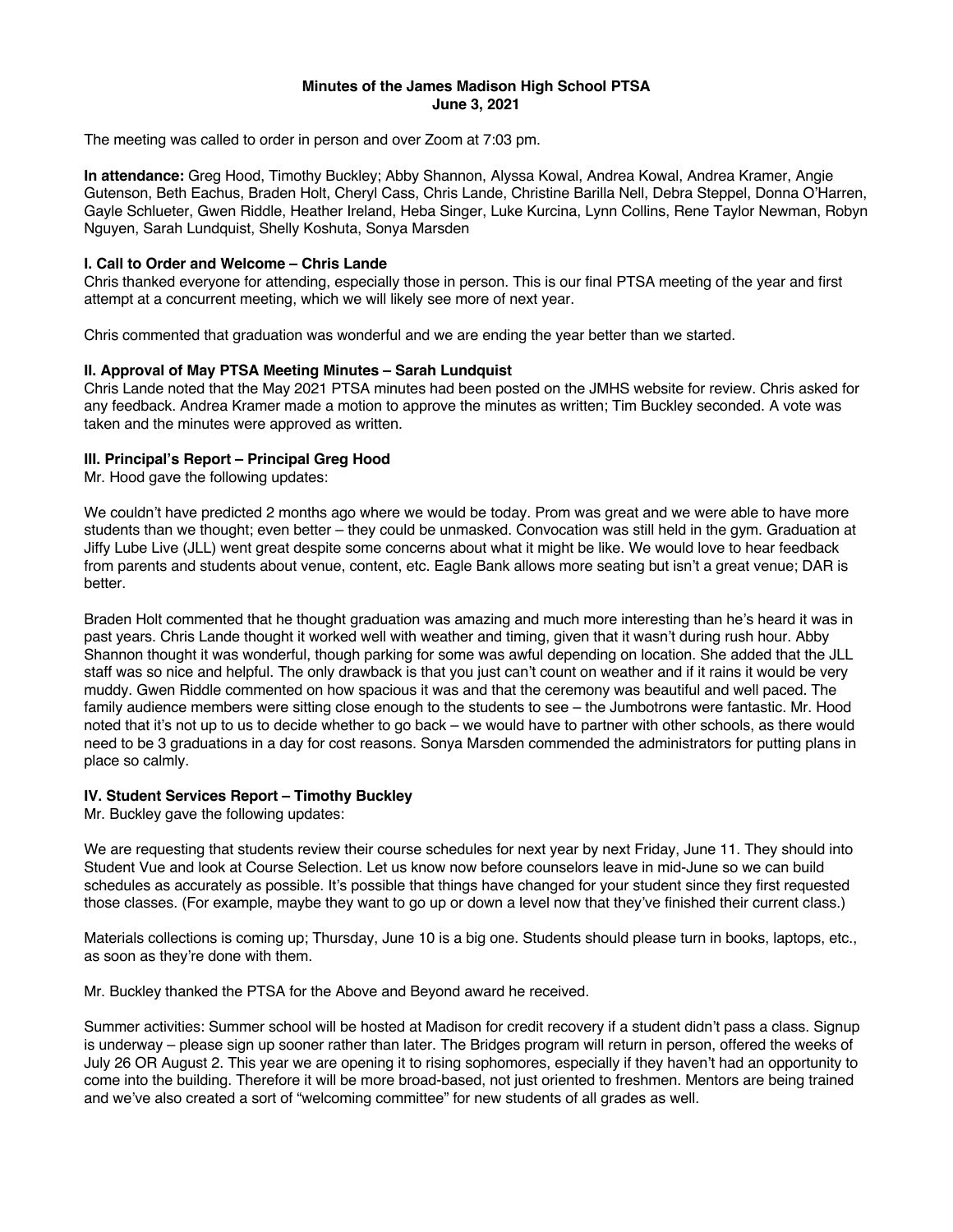# Minutes of the James Madison High School PTSA
## June 3, 2021

The meeting was called to order in person and over Zoom at 7:03 pm.

**In attendance:** Greg Hood, Timothy Buckley; Abby Shannon, Alyssa Kowal, Andrea Kowal, Andrea Kramer, Angie Gutenson, Beth Eachus, Braden Holt, Cheryl Cass, Chris Lande, Christine Barilla Nell, Debra Steppel, Donna O'Harren, Gayle Schlueter, Gwen Riddle, Heather Ireland, Heba Singer, Luke Kurcina, Lynn Collins, Rene Taylor Newman, Robyn Nguyen, Sarah Lundquist, Shelly Koshuta, Sonya Marsden

### I. Call to Order and Welcome – Chris Lande

Chris thanked everyone for attending, especially those in person. This is our final PTSA meeting of the year and first attempt at a concurrent meeting, which we will likely see more of next year.

Chris commented that graduation was wonderful and we are ending the year better than we started.

### II. Approval of May PTSA Meeting Minutes – Sarah Lundquist

Chris Lande noted that the May 2021 PTSA minutes had been posted on the JMHS website for review. Chris asked for any feedback. Andrea Kramer made a motion to approve the minutes as written; Tim Buckley seconded. A vote was taken and the minutes were approved as written.

### III. Principal's Report – Principal Greg Hood

Mr. Hood gave the following updates:

We couldn't have predicted 2 months ago where we would be today. Prom was great and we were able to have more students than we thought; even better – they could be unmasked. Convocation was still held in the gym. Graduation at Jiffy Lube Live (JLL) went great despite some concerns about what it might be like. We would love to hear feedback from parents and students about venue, content, etc. Eagle Bank allows more seating but isn't a great venue; DAR is better.

Braden Holt commented that he thought graduation was amazing and much more interesting than he's heard it was in past years. Chris Lande thought it worked well with weather and timing, given that it wasn't during rush hour. Abby Shannon thought it was wonderful, though parking for some was awful depending on location. She added that the JLL staff was so nice and helpful. The only drawback is that you just can't count on weather and if it rains it would be very muddy. Gwen Riddle commented on how spacious it was and that the ceremony was beautiful and well paced. The family audience members were sitting close enough to the students to see – the Jumbotrons were fantastic. Mr. Hood noted that it's not up to us to decide whether to go back – we would have to partner with other schools, as there would need to be 3 graduations in a day for cost reasons. Sonya Marsden commended the administrators for putting plans in place so calmly.

### IV. Student Services Report – Timothy Buckley

Mr. Buckley gave the following updates:

We are requesting that students review their course schedules for next year by next Friday, June 11. They should into Student Vue and look at Course Selection. Let us know now before counselors leave in mid-June so we can build schedules as accurately as possible. It's possible that things have changed for your student since they first requested those classes. (For example, maybe they want to go up or down a level now that they've finished their current class.)

Materials collections is coming up; Thursday, June 10 is a big one. Students should please turn in books, laptops, etc., as soon as they're done with them.

Mr. Buckley thanked the PTSA for the Above and Beyond award he received.

Summer activities: Summer school will be hosted at Madison for credit recovery if a student didn't pass a class. Signup is underway – please sign up sooner rather than later. The Bridges program will return in person, offered the weeks of July 26 OR August 2. This year we are opening it to rising sophomores, especially if they haven't had an opportunity to come into the building. Therefore it will be more broad-based, not just oriented to freshmen. Mentors are being trained and we've also created a sort of "welcoming committee" for new students of all grades as well.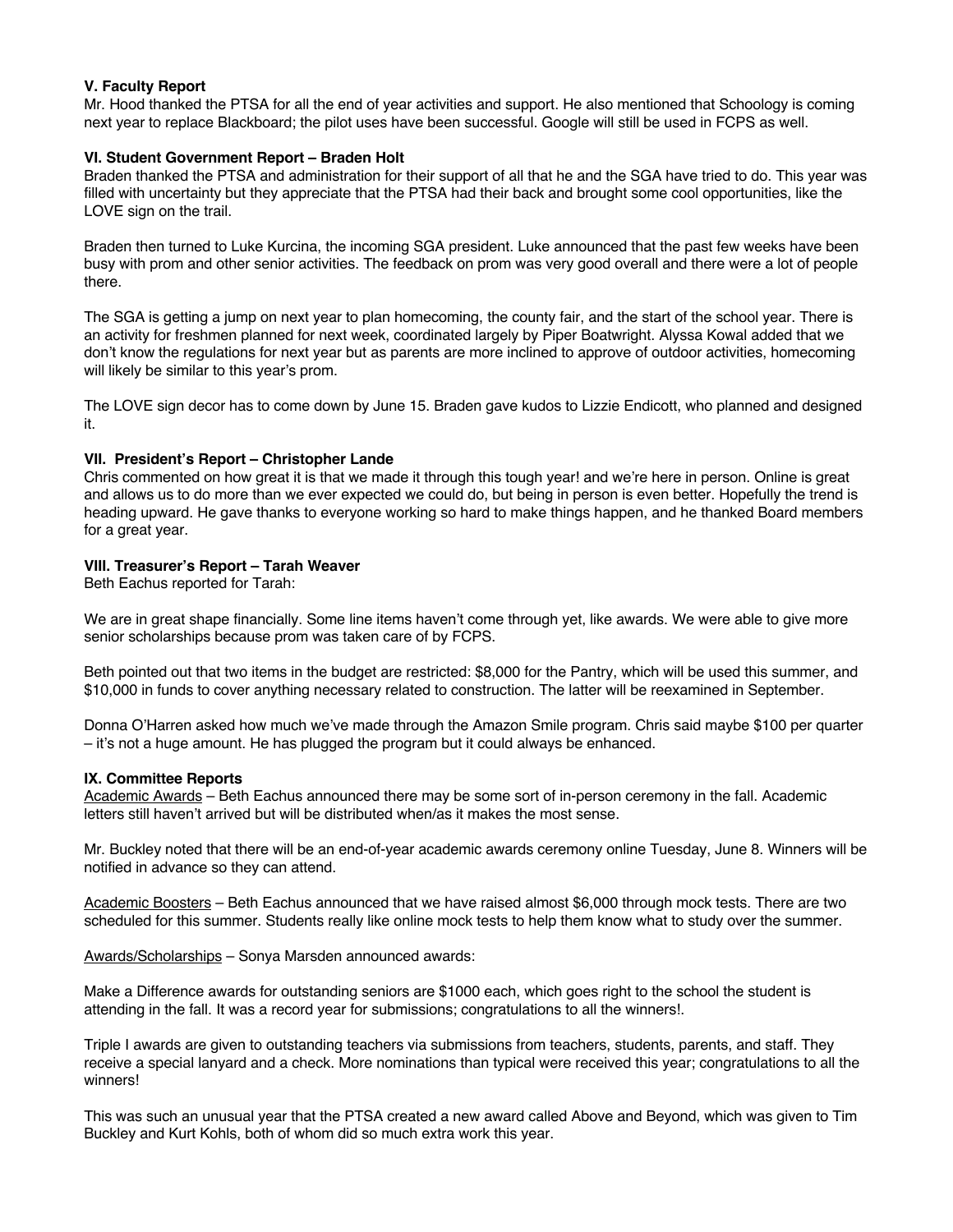**V. Faculty Report**

Mr. Hood thanked the PTSA for all the end of year activities and support. He also mentioned that Schoology is coming next year to replace Blackboard; the pilot uses have been successful. Google will still be used in FCPS as well.

**VI. Student Government Report – Braden Holt**

Braden thanked the PTSA and administration for their support of all that he and the SGA have tried to do. This year was filled with uncertainty but they appreciate that the PTSA had their back and brought some cool opportunities, like the LOVE sign on the trail.

Braden then turned to Luke Kurcina, the incoming SGA president. Luke announced that the past few weeks have been busy with prom and other senior activities. The feedback on prom was very good overall and there were a lot of people there.

The SGA is getting a jump on next year to plan homecoming, the county fair, and the start of the school year. There is an activity for freshmen planned for next week, coordinated largely by Piper Boatwright. Alyssa Kowal added that we don't know the regulations for next year but as parents are more inclined to approve of outdoor activities, homecoming will likely be similar to this year's prom.

The LOVE sign decor has to come down by June 15. Braden gave kudos to Lizzie Endicott, who planned and designed it.

**VII. President's Report – Christopher Lande**

Chris commented on how great it is that we made it through this tough year! and we're here in person. Online is great and allows us to do more than we ever expected we could do, but being in person is even better. Hopefully the trend is heading upward. He gave thanks to everyone working so hard to make things happen, and he thanked Board members for a great year.

**VIII. Treasurer's Report – Tarah Weaver**

Beth Eachus reported for Tarah:

We are in great shape financially. Some line items haven't come through yet, like awards. We were able to give more senior scholarships because prom was taken care of by FCPS.

Beth pointed out that two items in the budget are restricted: $8,000 for the Pantry, which will be used this summer, and $10,000 in funds to cover anything necessary related to construction. The latter will be reexamined in September.

Donna O'Harren asked how much we've made through the Amazon Smile program. Chris said maybe $100 per quarter – it's not a huge amount. He has plugged the program but it could always be enhanced.

**IX. Committee Reports**

Academic Awards – Beth Eachus announced there may be some sort of in-person ceremony in the fall. Academic letters still haven't arrived but will be distributed when/as it makes the most sense.

Mr. Buckley noted that there will be an end-of-year academic awards ceremony online Tuesday, June 8. Winners will be notified in advance so they can attend.

Academic Boosters – Beth Eachus announced that we have raised almost $6,000 through mock tests. There are two scheduled for this summer. Students really like online mock tests to help them know what to study over the summer.

Awards/Scholarships – Sonya Marsden announced awards:

Make a Difference awards for outstanding seniors are $1000 each, which goes right to the school the student is attending in the fall. It was a record year for submissions; congratulations to all the winners!.

Triple I awards are given to outstanding teachers via submissions from teachers, students, parents, and staff. They receive a special lanyard and a check. More nominations than typical were received this year; congratulations to all the winners!

This was such an unusual year that the PTSA created a new award called Above and Beyond, which was given to Tim Buckley and Kurt Kohls, both of whom did so much extra work this year.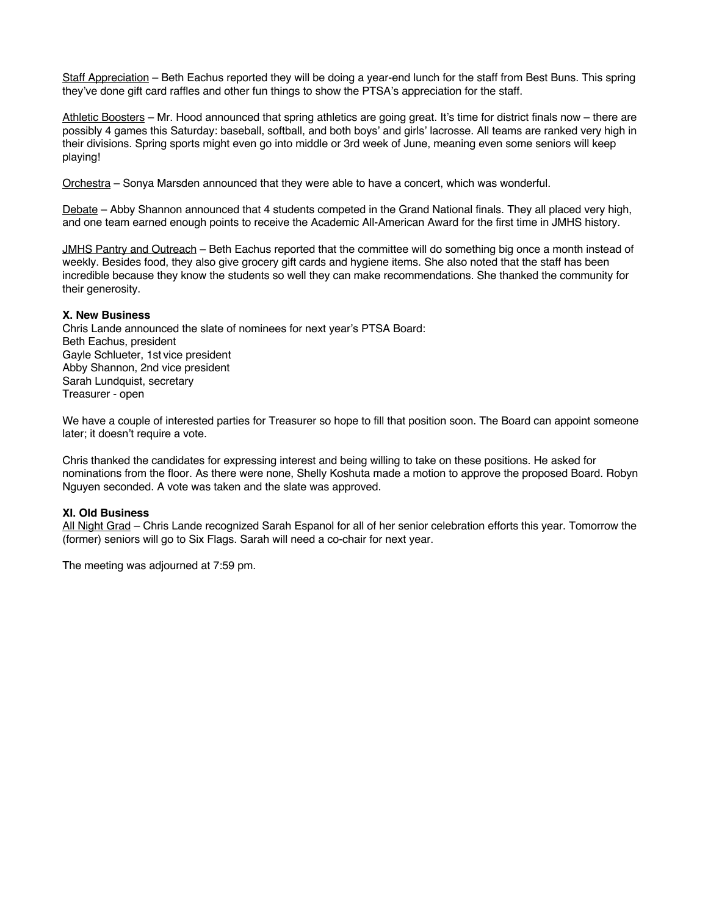Staff Appreciation – Beth Eachus reported they will be doing a year-end lunch for the staff from Best Buns. This spring they've done gift card raffles and other fun things to show the PTSA's appreciation for the staff.

Athletic Boosters – Mr. Hood announced that spring athletics are going great. It's time for district finals now – there are possibly 4 games this Saturday: baseball, softball, and both boys' and girls' lacrosse. All teams are ranked very high in their divisions. Spring sports might even go into middle or 3rd week of June, meaning even some seniors will keep playing!

Orchestra – Sonya Marsden announced that they were able to have a concert, which was wonderful.

Debate – Abby Shannon announced that 4 students competed in the Grand National finals. They all placed very high, and one team earned enough points to receive the Academic All-American Award for the first time in JMHS history.

JMHS Pantry and Outreach – Beth Eachus reported that the committee will do something big once a month instead of weekly. Besides food, they also give grocery gift cards and hygiene items. She also noted that the staff has been incredible because they know the students so well they can make recommendations. She thanked the community for their generosity.

**X. New Business**

Chris Lande announced the slate of nominees for next year's PTSA Board:
Beth Eachus, president
Gayle Schlueter, 1st vice president
Abby Shannon, 2nd vice president
Sarah Lundquist, secretary
Treasurer - open

We have a couple of interested parties for Treasurer so hope to fill that position soon. The Board can appoint someone later; it doesn't require a vote.

Chris thanked the candidates for expressing interest and being willing to take on these positions. He asked for nominations from the floor. As there were none, Shelly Koshuta made a motion to approve the proposed Board. Robyn Nguyen seconded. A vote was taken and the slate was approved.

**XI. Old Business**

All Night Grad – Chris Lande recognized Sarah Espanol for all of her senior celebration efforts this year. Tomorrow the (former) seniors will go to Six Flags. Sarah will need a co-chair for next year.

The meeting was adjourned at 7:59 pm.